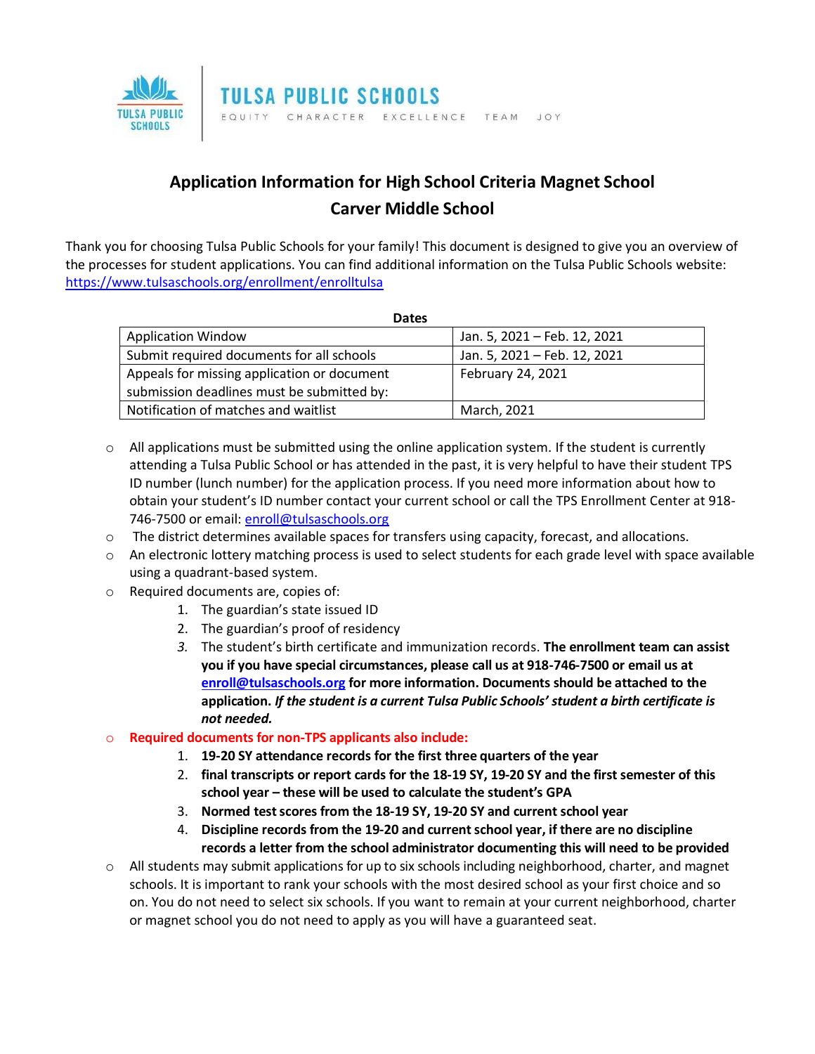TULSA PUBLIC SCHOOLS

EQUITY CHARACTER EXCELLENCE TEAM JOY

# Application Information for High School Criteria Magnet School
# Carver Middle School

Thank you for choosing Tulsa Public Schools for your family! This document is designed to give you an overview of the processes for student applications. You can find additional information on the Tulsa Public Schools website: [https://www.tulsaschools.org/enrollment/enrolltulsa](https://www.tulsaschools.org/enrollment/enrolltulsa)

**Dates**

| | |
|---|---|
| Application Window | Jan. 5, 2021 – Feb. 12, 2021 |
| Submit required documents for all schools | Jan. 5, 2021 – Feb. 12, 2021 |
| Appeals for missing application or document submission deadlines must be submitted by: | February 24, 2021 |
| Notification of matches and waitlist | March, 2021 |

- All applications must be submitted using the online application system. If the student is currently attending a Tulsa Public School or has attended in the past, it is very helpful to have their student TPS ID number (lunch number) for the application process. If you need more information about how to obtain your student's ID number contact your current school or call the TPS Enrollment Center at 918-746-7500 or email: [enroll@tulsaschools.org](mailto:enroll@tulsaschools.org)
- The district determines available spaces for transfers using capacity, forecast, and allocations.
- An electronic lottery matching process is used to select students for each grade level with space available using a quadrant-based system.
- Required documents are, copies of:
  1. The guardian's state issued ID
  2. The guardian's proof of residency
  3. The student's birth certificate and immunization records. **The enrollment team can assist you if you have special circumstances, please call us at 918-746-7500 or email us at [enroll@tulsaschools.org](mailto:enroll@tulsaschools.org) for more information. Documents should be attached to the application.** ***If the student is a current Tulsa Public Schools' student a birth certificate is not needed.***
- **Required documents for non-TPS applicants also include:**
  1. **19-20 SY attendance records for the first three quarters of the year**
  2. **final transcripts or report cards for the 18-19 SY, 19-20 SY and the first semester of this school year – these will be used to calculate the student's GPA**
  3. **Normed test scores from the 18-19 SY, 19-20 SY and current school year**
  4. **Discipline records from the 19-20 and current school year, if there are no discipline records a letter from the school administrator documenting this will need to be provided**
- All students may submit applications for up to six schools including neighborhood, charter, and magnet schools. It is important to rank your schools with the most desired school as your first choice and so on. You do not need to select six schools. If you want to remain at your current neighborhood, charter or magnet school you do not need to apply as you will have a guaranteed seat.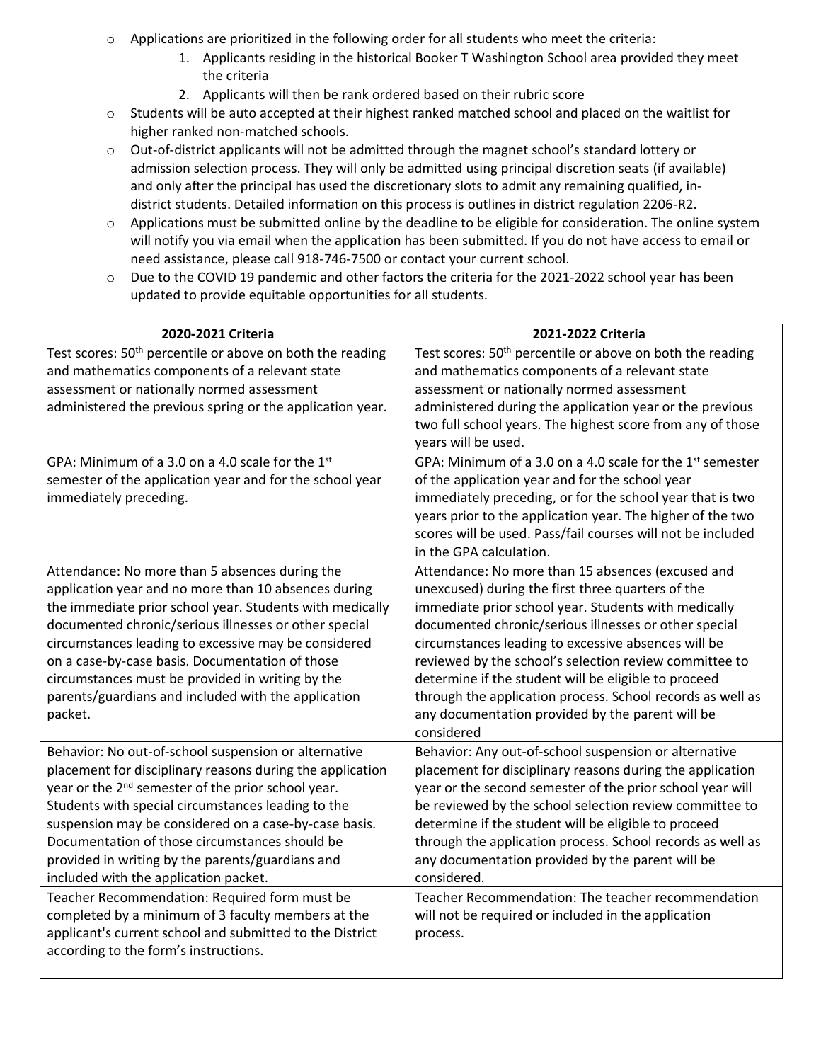- Applications are prioritized in the following order for all students who meet the criteria:
    1. Applicants residing in the historical Booker T Washington School area provided they meet the criteria
    2. Applicants will then be rank ordered based on their rubric score
- Students will be auto accepted at their highest ranked matched school and placed on the waitlist for higher ranked non-matched schools.
- Out-of-district applicants will not be admitted through the magnet school's standard lottery or admission selection process. They will only be admitted using principal discretion seats (if available) and only after the principal has used the discretionary slots to admit any remaining qualified, in-district students. Detailed information on this process is outlines in district regulation 2206-R2.
- Applications must be submitted online by the deadline to be eligible for consideration. The online system will notify you via email when the application has been submitted. If you do not have access to email or need assistance, please call 918-746-7500 or contact your current school.
- Due to the COVID 19 pandemic and other factors the criteria for the 2021-2022 school year has been updated to provide equitable opportunities for all students.

| 2020-2021 Criteria | 2021-2022 Criteria |
|---|---|
| Test scores: 50th percentile or above on both the reading and mathematics components of a relevant state assessment or nationally normed assessment administered the previous spring or the application year. | Test scores: 50th percentile or above on both the reading and mathematics components of a relevant state assessment or nationally normed assessment administered during the application year or the previous two full school years. The highest score from any of those years will be used. |
| GPA: Minimum of a 3.0 on a 4.0 scale for the 1st semester of the application year and for the school year immediately preceding. | GPA: Minimum of a 3.0 on a 4.0 scale for the 1st semester of the application year and for the school year immediately preceding, or for the school year that is two years prior to the application year. The higher of the two scores will be used. Pass/fail courses will not be included in the GPA calculation. |
| Attendance: No more than 5 absences during the application year and no more than 10 absences during the immediate prior school year. Students with medically documented chronic/serious illnesses or other special circumstances leading to excessive may be considered on a case-by-case basis. Documentation of those circumstances must be provided in writing by the parents/guardians and included with the application packet. | Attendance: No more than 15 absences (excused and unexcused) during the first three quarters of the immediate prior school year. Students with medically documented chronic/serious illnesses or other special circumstances leading to excessive absences will be reviewed by the school's selection review committee to determine if the student will be eligible to proceed through the application process. School records as well as any documentation provided by the parent will be considered |
| Behavior: No out-of-school suspension or alternative placement for disciplinary reasons during the application year or the 2nd semester of the prior school year. Students with special circumstances leading to the suspension may be considered on a case-by-case basis. Documentation of those circumstances should be provided in writing by the parents/guardians and included with the application packet. | Behavior: Any out-of-school suspension or alternative placement for disciplinary reasons during the application year or the second semester of the prior school year will be reviewed by the school selection review committee to determine if the student will be eligible to proceed through the application process. School records as well as any documentation provided by the parent will be considered. |
| Teacher Recommendation: Required form must be completed by a minimum of 3 faculty members at the applicant's current school and submitted to the District according to the form's instructions. | Teacher Recommendation: The teacher recommendation will not be required or included in the application process. |